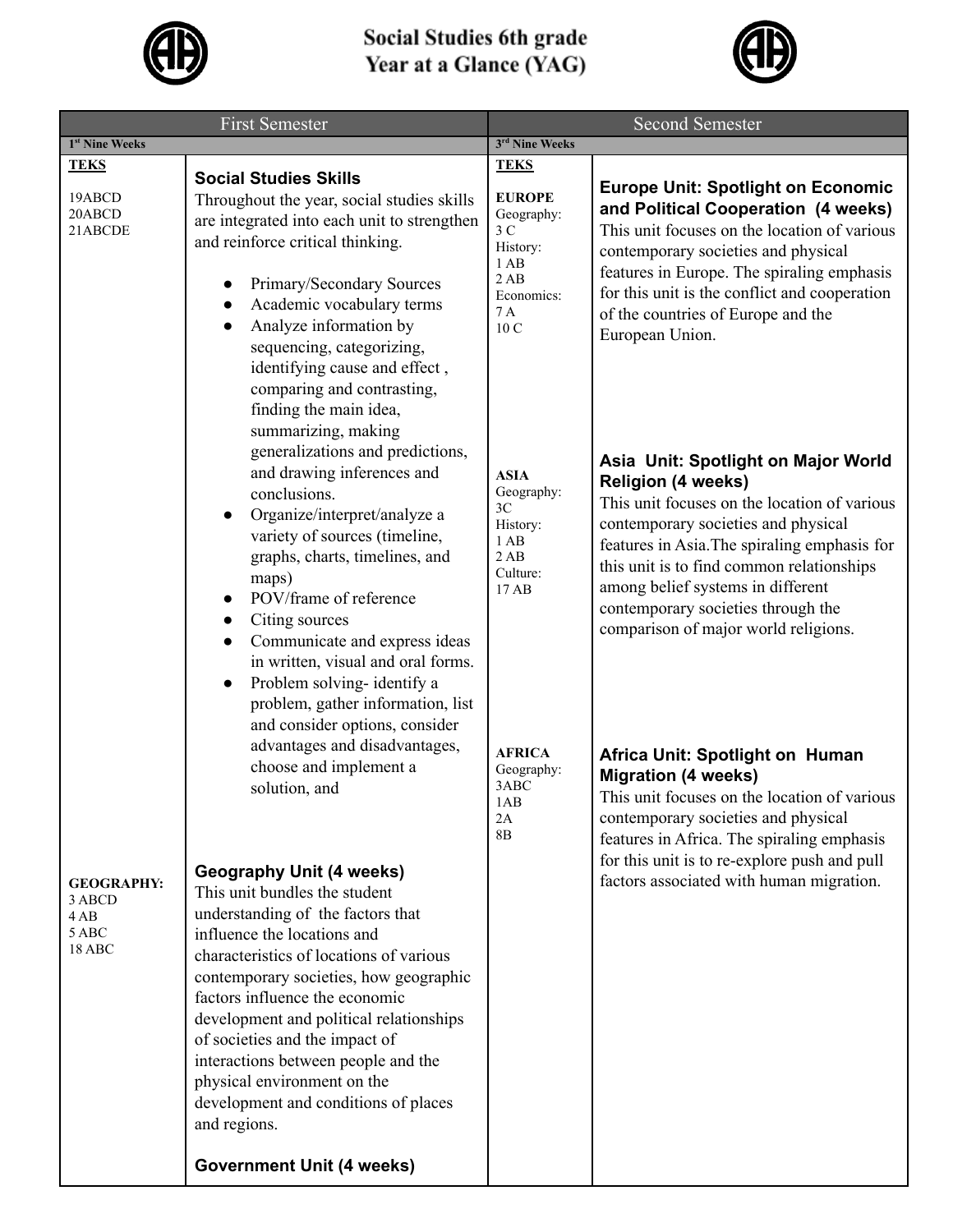# Social Studies 6th grade
# Year at a Glance (YAG)

| First Semester | | Second Semester | |
|---|---|---|---|
| **1st Nine Weeks** | | **3rd Nine Weeks** | |
| **TEKS**<br><br>19ABCD<br>20ABCD<br>21ABCDE | **Social Studies Skills**<br>Throughout the year, social studies skills are integrated into each unit to strengthen and reinforce critical thinking.<br><br>• Primary/Secondary Sources<br>• Academic vocabulary terms<br>• Analyze information by sequencing, categorizing, identifying cause and effect , comparing and contrasting, finding the main idea, summarizing, making generalizations and predictions, and drawing inferences and conclusions.<br>• Organize/interpret/analyze a variety of sources (timeline, graphs, charts, timelines, and maps)<br>• POV/frame of reference<br>• Citing sources<br>• Communicate and express ideas in written, visual and oral forms.<br>• Problem solving- identify a problem, gather information, list and consider options, consider advantages and disadvantages, choose and implement a solution, and | **TEKS**<br><br>**EUROPE**<br>Geography:<br>3 C<br>History:<br>1 AB<br>2 AB<br>Economics:<br>7 A<br>10 C | **Europe Unit: Spotlight on Economic and Political Cooperation (4 weeks)**<br>This unit focuses on the location of various contemporary societies and physical features in Europe. The spiraling emphasis for this unit is the conflict and cooperation of the countries of Europe and the European Union. |
| | | **ASIA**<br>Geography:<br>3C<br>History:<br>1 AB<br>2 AB<br>Culture:<br>17 AB | **Asia Unit: Spotlight on Major World Religion (4 weeks)**<br>This unit focuses on the location of various contemporary societies and physical features in Asia.The spiraling emphasis for this unit is to find common relationships among belief systems in different contemporary societies through the comparison of major world religions. |
| **GEOGRAPHY:**<br>3 ABCD<br>4 AB<br>5 ABC<br>18 ABC | **Geography Unit (4 weeks)**<br>This unit bundles the student understanding of the factors that influence the locations and characteristics of locations of various contemporary societies, how geographic factors influence the economic development and political relationships of societies and the impact of interactions between people and the physical environment on the development and conditions of places and regions.<br><br>**Government Unit (4 weeks)** | **AFRICA**<br>Geography:<br>3ABC<br>1AB<br>2A<br>8B | **Africa Unit: Spotlight on Human Migration (4 weeks)**<br>This unit focuses on the location of various contemporary societies and physical features in Africa. The spiraling emphasis for this unit is to re-explore push and pull factors associated with human migration. |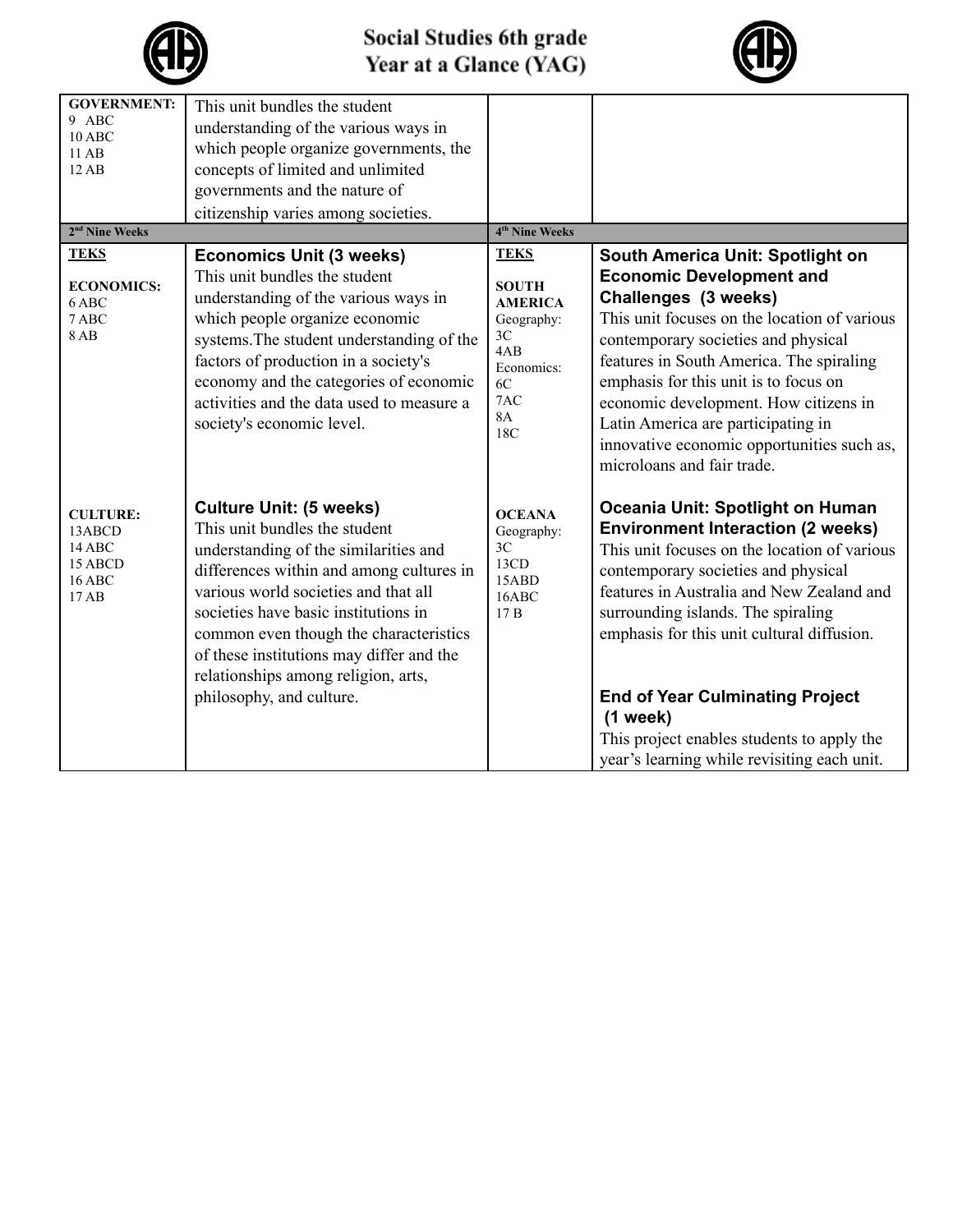# Social Studies 6th grade
# Year at a Glance (YAG)

| | | | |
|---|---|---|---|
| **GOVERNMENT:** 9 ABC 10 ABC 11 AB 12 AB | This unit bundles the student understanding of the various ways in which people organize governments, the concepts of limited and unlimited governments and the nature of citizenship varies among societies. | | |
| **2nd Nine Weeks** | | **4th Nine Weeks** | |
| **TEKS**<br><br>**ECONOMICS:** 6 ABC 7 ABC 8 AB | **Economics Unit (3 weeks)**<br>This unit bundles the student understanding of the various ways in which people organize economic systems.The student understanding of the factors of production in a society's economy and the categories of economic activities and the data used to measure a society's economic level. | **TEKS**<br><br>**SOUTH AMERICA** Geography: 3C 4AB Economics: 6C 7AC 8A 18C | **South America Unit: Spotlight on Economic Development and Challenges (3 weeks)**<br>This unit focuses on the location of various contemporary societies and physical features in South America. The spiraling emphasis for this unit is to focus on economic development. How citizens in Latin America are participating in innovative economic opportunities such as, microloans and fair trade. |
| **CULTURE:** 13ABCD 14 ABC 15 ABCD 16 ABC 17 AB | **Culture Unit: (5 weeks)**<br>This unit bundles the student understanding of the similarities and differences within and among cultures in various world societies and that all societies have basic institutions in common even though the characteristics of these institutions may differ and the relationships among religion, arts, philosophy, and culture. | **OCEANA** Geography: 3C 13CD 15ABD 16ABC 17 B | **Oceania Unit: Spotlight on Human Environment Interaction (2 weeks)**<br>This unit focuses on the location of various contemporary societies and physical features in Australia and New Zealand and surrounding islands. The spiraling emphasis for this unit cultural diffusion.<br><br>**End of Year Culminating Project (1 week)**<br>This project enables students to apply the year's learning while revisiting each unit. |